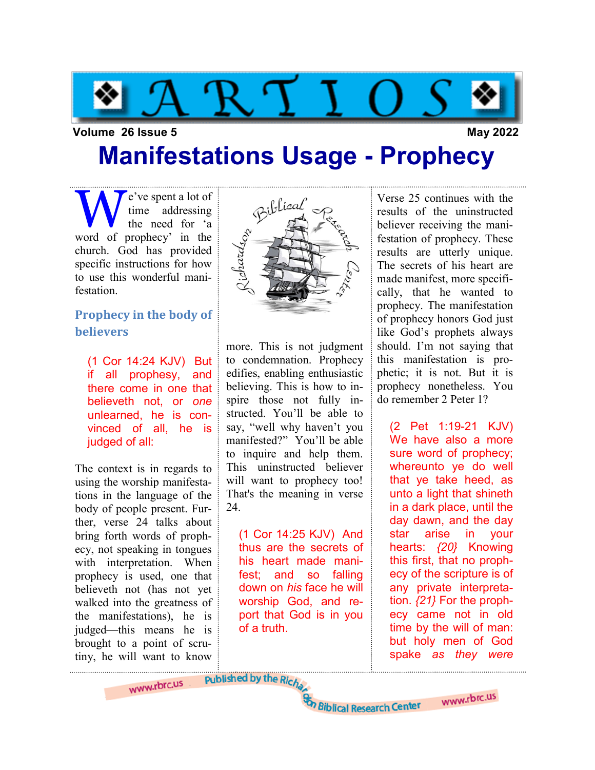# ARTIOS

**Volume 26 Issue 5** | **May 2022**

# Manifestations Usage - Prophecy

We've spent a lot of time addressing the need for 'a word of prophecy' in the church. God has provided specific instructions for how to use this wonderful manifestation.

## Prophecy in the body of believers

> (1 Cor 14:24 KJV) But if all prophesy, and there come in one that believeth not, or *one* unlearned, he is convinced of all, he is judged of all:

The context is in regards to using the worship manifestations in the language of the body of people present. Further, verse 24 talks about bring forth words of prophecy, not speaking in tongues with interpretation. When prophecy is used, one that believeth not (has not yet walked into the greatness of the manifestations), he is judged—this means he is brought to a point of scrutiny, he will want to know more. This is not judgment to condemnation. Prophecy edifies, enabling enthusiastic believing. This is how to inspire those not fully instructed. You'll be able to say, "well why haven't you manifested?" You'll be able to inquire and help them. This uninstructed believer will want to prophecy too! That's the meaning in verse 24.

> (1 Cor 14:25 KJV) And thus are the secrets of his heart made manifest; and so falling down on *his* face he will worship God, and report that God is in you of a truth.

Verse 25 continues with the results of the uninstructed believer receiving the manifestation of prophecy. These results are utterly unique. The secrets of his heart are made manifest, more specifically, that he wanted to prophecy. The manifestation of prophecy honors God just like God's prophets always should. I'm not saying that this manifestation is prophetic; it is not. But it is prophecy nonetheless. You do remember 2 Peter 1?

> (2 Pet 1:19-21 KJV) We have also a more sure word of prophecy; whereunto ye do well that ye take heed, as unto a light that shineth in a dark place, until the day dawn, and the day star arise in your hearts: *{20}* Knowing this first, that no prophecy of the scripture is of any private interpretation. *{21}* For the prophecy came not in old time by the will of man: but holy men of God spake *as they were*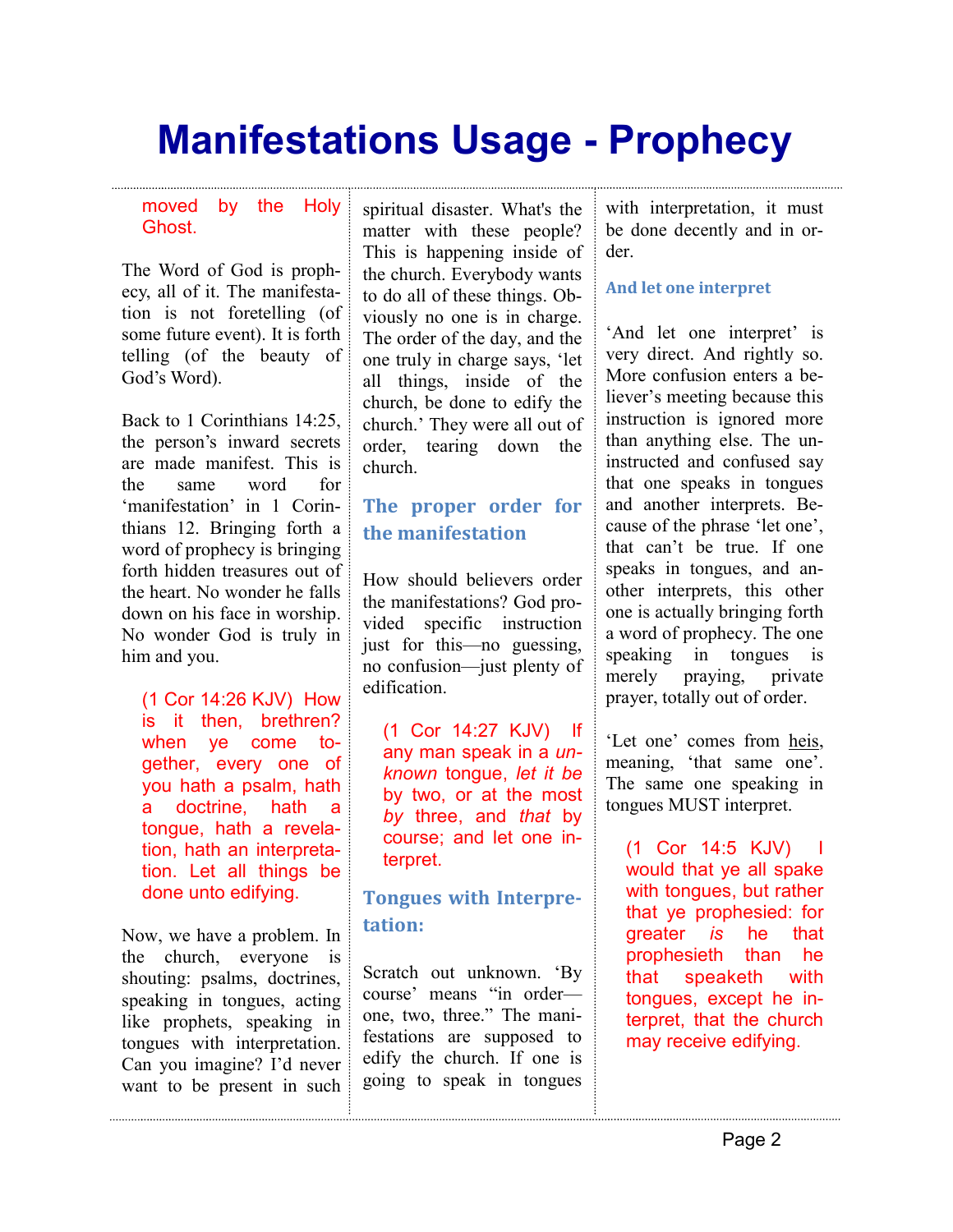# Manifestations Usage - Prophecy

moved by the Holy Ghost.

The Word of God is prophecy, all of it. The manifestation is not foretelling (of some future event). It is forth telling (of the beauty of God's Word).

Back to 1 Corinthians 14:25, the person's inward secrets are made manifest. This is the same word for 'manifestation' in 1 Corinthians 12. Bringing forth a word of prophecy is bringing forth hidden treasures out of the heart. No wonder he falls down on his face in worship. No wonder God is truly in him and you.

> (1 Cor 14:26 KJV) How is it then, brethren? when ye come together, every one of you hath a psalm, hath a doctrine, hath a tongue, hath a revelation, hath an interpretation. Let all things be done unto edifying.

Now, we have a problem. In the church, everyone is shouting: psalms, doctrines, speaking in tongues, acting like prophets, speaking in tongues with interpretation. Can you imagine? I'd never want to be present in such spiritual disaster. What's the matter with these people? This is happening inside of the church. Everybody wants to do all of these things. Obviously no one is in charge. The order of the day, and the one truly in charge says, 'let all things, inside of the church, be done to edify the church.' They were all out of order, tearing down the church.

## The proper order for the manifestation

How should believers order the manifestations? God provided specific instruction just for this—no guessing, no confusion—just plenty of edification.

> (1 Cor 14:27 KJV) If any man speak in a *unknown* tongue, *let it be* by two, or at the most *by* three, and *that* by course; and let one interpret.

## Tongues with Interpretation:

Scratch out unknown. 'By course' means "in order—one, two, three." The manifestations are supposed to edify the church. If one is going to speak in tongues with interpretation, it must be done decently and in order.

### And let one interpret

'And let one interpret' is very direct. And rightly so. More confusion enters a believer's meeting because this instruction is ignored more than anything else. The uninstructed and confused say that one speaks in tongues and another interprets. Because of the phrase 'let one', that can't be true. If one speaks in tongues, and another interprets, this other one is actually bringing forth a word of prophecy. The one speaking in tongues is merely praying, private prayer, totally out of order.

'Let one' comes from heis, meaning, 'that same one'. The same one speaking in tongues MUST interpret.

> (1 Cor 14:5 KJV) I would that ye all spake with tongues, but rather that ye prophesied: for greater *is* he that prophesieth than he that speaketh with tongues, except he interpret, that the church may receive edifying.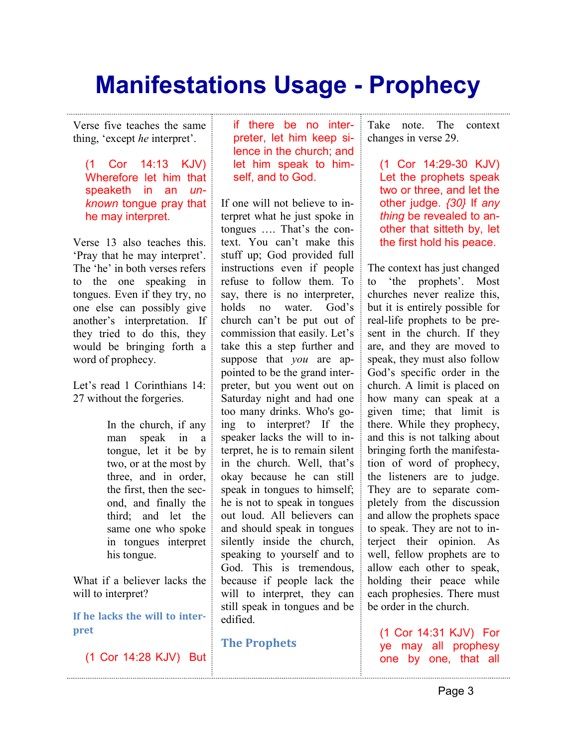# Manifestations Usage - Prophecy

Verse five teaches the same thing, 'except *he* interpret'.

> (1 Cor 14:13 KJV) Wherefore let him that speaketh in an *unknown* tongue pray that he may interpret.

Verse 13 also teaches this. 'Pray that he may interpret'. The 'he' in both verses refers to the one speaking in tongues. Even if they try, no one else can possibly give another's interpretation. If they tried to do this, they would be bringing forth a word of prophecy.

Let's read 1 Corinthians 14: 27 without the forgeries.

> In the church, if any man speak in a tongue, let it be by two, or at the most by three, and in order, the first, then the second, and finally the third; and let the same one who spoke in tongues interpret his tongue.

What if a believer lacks the will to interpret?

### If he lacks the will to interpret

> (1 Cor 14:28 KJV) But if there be no interpreter, let him keep silence in the church; and let him speak to himself, and to God.

If one will not believe to interpret what he just spoke in tongues …. That's the context. You can't make this stuff up; God provided full instructions even if people refuse to follow them. To say, there is no interpreter, holds no water. God's church can't be put out of commission that easily. Let's take this a step further and suppose that *you* are appointed to be the grand interpreter, but you went out on Saturday night and had one too many drinks. Who's going to interpret? If the speaker lacks the will to interpret, he is to remain silent in the church. Well, that's okay because he can still speak in tongues to himself; he is not to speak in tongues out loud. All believers can and should speak in tongues silently inside the church, speaking to yourself and to God. This is tremendous, because if people lack the will to interpret, they can still speak in tongues and be edified.

## The Prophets

Take note. The context changes in verse 29.

> (1 Cor 14:29-30 KJV) Let the prophets speak two or three, and let the other judge. {30} If *any thing* be revealed to another that sitteth by, let the first hold his peace.

The context has just changed to 'the prophets'. Most churches never realize this, but it is entirely possible for real-life prophets to be present in the church. If they are, and they are moved to speak, they must also follow God's specific order in the church. A limit is placed on how many can speak at a given time; that limit is there. While they prophecy, and this is not talking about bringing forth the manifestation of word of prophecy, the listeners are to judge. They are to separate completely from the discussion and allow the prophets space to speak. They are not to interject their opinion. As well, fellow prophets are to allow each other to speak, holding their peace while each prophesies. There must be order in the church.

> (1 Cor 14:31 KJV) For ye may all prophesy one by one, that all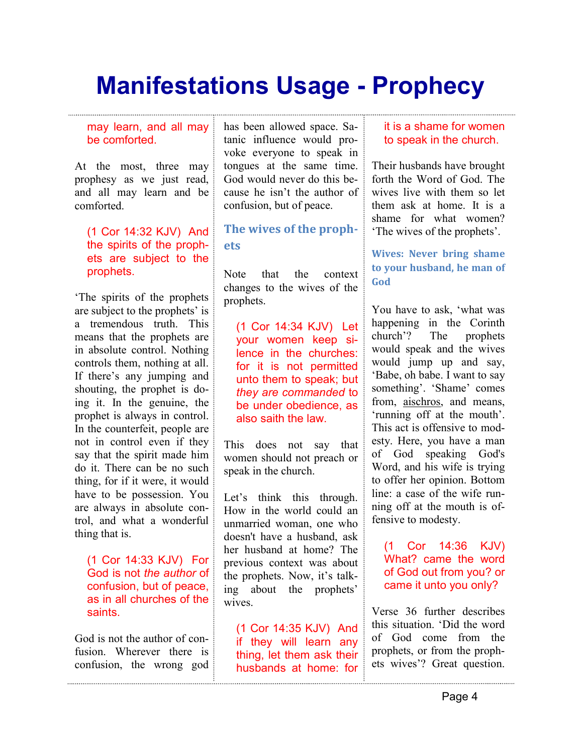# Manifestations Usage - Prophecy

> may learn, and all may be comforted.

At the most, three may prophesy as we just read, and all may learn and be comforted.

> (1 Cor 14:32 KJV) And the spirits of the prophets are subject to the prophets.

'The spirits of the prophets are subject to the prophets' is a tremendous truth. This means that the prophets are in absolute control. Nothing controls them, nothing at all. If there's any jumping and shouting, the prophet is doing it. In the genuine, the prophet is always in control. In the counterfeit, people are not in control even if they say that the spirit made him do it. There can be no such thing, for if it were, it would have to be possession. You are always in absolute control, and what a wonderful thing that is.

> (1 Cor 14:33 KJV) For God is not *the author* of confusion, but of peace, as in all churches of the saints.

God is not the author of confusion. Wherever there is confusion, the wrong god has been allowed space. Satanic influence would provoke everyone to speak in tongues at the same time. God would never do this because he isn't the author of confusion, but of peace.

### The wives of the prophets

Note that the context changes to the wives of the prophets.

> (1 Cor 14:34 KJV) Let your women keep silence in the churches: for it is not permitted unto them to speak; but *they are commanded* to be under obedience, as also saith the law.

This does not say that women should not preach or speak in the church.

Let's think this through. How in the world could an unmarried woman, one who doesn't have a husband, ask her husband at home? The previous context was about the prophets. Now, it's talking about the prophets' wives.

> (1 Cor 14:35 KJV) And if they will learn any thing, let them ask their husbands at home: for it is a shame for women to speak in the church.

Their husbands have brought forth the Word of God. The wives live with them so let them ask at home. It is a shame for what women? 'The wives of the prophets'.

### Wives: Never bring shame to your husband, he man of God

You have to ask, 'what was happening in the Corinth church'? The prophets would speak and the wives would jump up and say, 'Babe, oh babe. I want to say something'. 'Shame' comes from, aischros, and means, 'running off at the mouth'. This act is offensive to modesty. Here, you have a man of God speaking God's Word, and his wife is trying to offer her opinion. Bottom line: a case of the wife running off at the mouth is offensive to modesty.

> (1 Cor 14:36 KJV) What? came the word of God out from you? or came it unto you only?

Verse 36 further describes this situation. 'Did the word of God come from the prophets, or from the prophets wives'? Great question.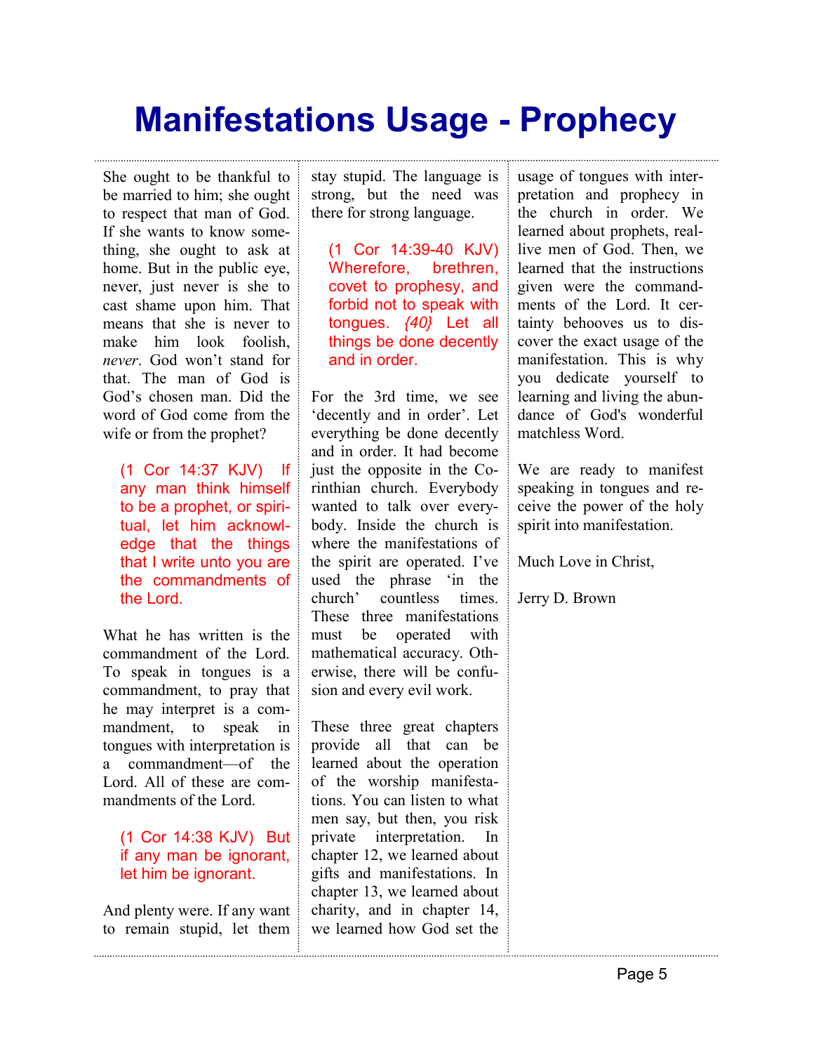# Manifestations Usage - Prophecy

She ought to be thankful to be married to him; she ought to respect that man of God. If she wants to know something, she ought to ask at home. But in the public eye, never, just never is she to cast shame upon him. That means that she is never to make him look foolish, *never*. God won't stand for that. The man of God is God's chosen man. Did the word of God come from the wife or from the prophet?

> (1 Cor 14:37 KJV) If any man think himself to be a prophet, or spiritual, let him acknowledge that the things that I write unto you are the commandments of the Lord.

What he has written is the commandment of the Lord. To speak in tongues is a commandment, to pray that he may interpret is a commandment, to speak in tongues with interpretation is a commandment—of the Lord. All of these are commandments of the Lord.

> (1 Cor 14:38 KJV) But if any man be ignorant, let him be ignorant.

And plenty were. If any want to remain stupid, let them stay stupid. The language is strong, but the need was there for strong language.

> (1 Cor 14:39-40 KJV) Wherefore, brethren, covet to prophesy, and forbid not to speak with tongues. *{40}* Let all things be done decently and in order.

For the 3rd time, we see 'decently and in order'. Let everything be done decently and in order. It had become just the opposite in the Corinthian church. Everybody wanted to talk over everybody. Inside the church is where the manifestations of the spirit are operated. I've used the phrase 'in the church' countless times. These three manifestations must be operated with mathematical accuracy. Otherwise, there will be confusion and every evil work.

These three great chapters provide all that can be learned about the operation of the worship manifestations. You can listen to what men say, but then, you risk private interpretation. In chapter 12, we learned about gifts and manifestations. In chapter 13, we learned about charity, and in chapter 14, we learned how God set the usage of tongues with interpretation and prophecy in the church in order. We learned about prophets, real-live men of God. Then, we learned that the instructions given were the commandments of the Lord. It certainty behooves us to discover the exact usage of the manifestation. This is why you dedicate yourself to learning and living the abundance of God's wonderful matchless Word.

We are ready to manifest speaking in tongues and receive the power of the holy spirit into manifestation.

Much Love in Christ,

Jerry D. Brown